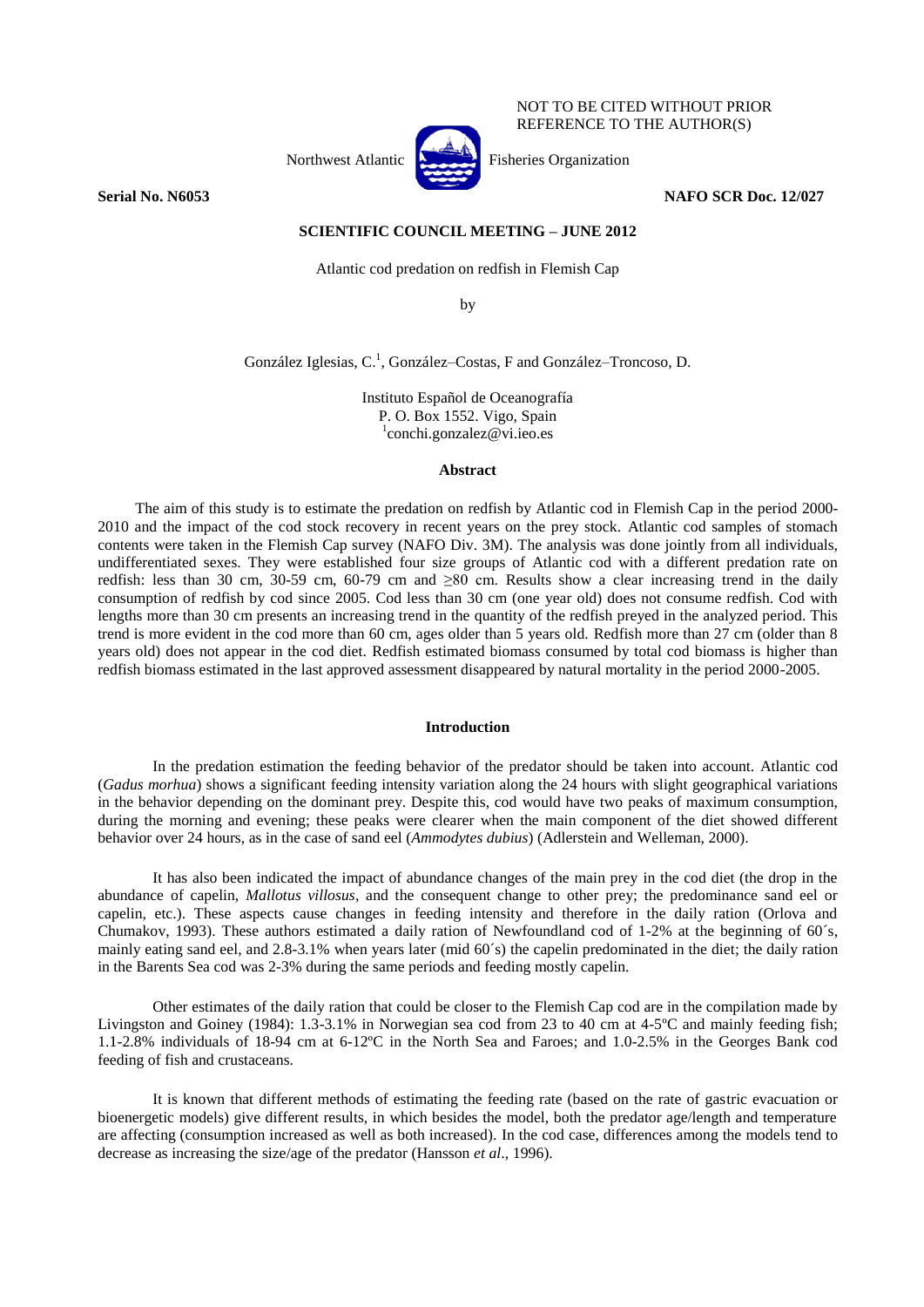NOT TO BE CITED WITHOUT PRIOR REFERENCE TO THE AUTHOR(S)

Northwest Atlantic Fisheries Organization

**Serial No. N6053** **NAFO SCR Doc. 12/027**

**SCIENTIFIC COUNCIL MEETING – JUNE 2012**

Atlantic cod predation on redfish in Flemish Cap

by

González Iglesias, C.[1], González–Costas, F and González–Troncoso, D.

Instituto Español de Oceanografía
P. O. Box 1552. Vigo, Spain
[1]conchi.gonzalez@vi.ieo.es

## Abstract

The aim of this study is to estimate the predation on redfish by Atlantic cod in Flemish Cap in the period 2000-2010 and the impact of the cod stock recovery in recent years on the prey stock. Atlantic cod samples of stomach contents were taken in the Flemish Cap survey (NAFO Div. 3M). The analysis was done jointly from all individuals, undifferentiated sexes. They were established four size groups of Atlantic cod with a different predation rate on redfish: less than 30 cm, 30-59 cm, 60-79 cm and ≥80 cm. Results show a clear increasing trend in the daily consumption of redfish by cod since 2005. Cod less than 30 cm (one year old) does not consume redfish. Cod with lengths more than 30 cm presents an increasing trend in the quantity of the redfish preyed in the analyzed period. This trend is more evident in the cod more than 60 cm, ages older than 5 years old. Redfish more than 27 cm (older than 8 years old) does not appear in the cod diet. Redfish estimated biomass consumed by total cod biomass is higher than redfish biomass estimated in the last approved assessment disappeared by natural mortality in the period 2000-2005.

## Introduction

In the predation estimation the feeding behavior of the predator should be taken into account. Atlantic cod (*Gadus morhua*) shows a significant feeding intensity variation along the 24 hours with slight geographical variations in the behavior depending on the dominant prey. Despite this, cod would have two peaks of maximum consumption, during the morning and evening; these peaks were clearer when the main component of the diet showed different behavior over 24 hours, as in the case of sand eel (*Ammodytes dubius*) (Adlerstein and Welleman, 2000).

It has also been indicated the impact of abundance changes of the main prey in the cod diet (the drop in the abundance of capelin, *Mallotus villosus*, and the consequent change to other prey; the predominance sand eel or capelin, etc.). These aspects cause changes in feeding intensity and therefore in the daily ration (Orlova and Chumakov, 1993). These authors estimated a daily ration of Newfoundland cod of 1-2% at the beginning of 60´s, mainly eating sand eel, and 2.8-3.1% when years later (mid 60´s) the capelin predominated in the diet; the daily ration in the Barents Sea cod was 2-3% during the same periods and feeding mostly capelin.

Other estimates of the daily ration that could be closer to the Flemish Cap cod are in the compilation made by Livingston and Goiney (1984): 1.3-3.1% in Norwegian sea cod from 23 to 40 cm at 4-5ºC and mainly feeding fish; 1.1-2.8% individuals of 18-94 cm at 6-12ºC in the North Sea and Faroes; and 1.0-2.5% in the Georges Bank cod feeding of fish and crustaceans.

It is known that different methods of estimating the feeding rate (based on the rate of gastric evacuation or bioenergetic models) give different results, in which besides the model, both the predator age/length and temperature are affecting (consumption increased as well as both increased). In the cod case, differences among the models tend to decrease as increasing the size/age of the predator (Hansson *et al*., 1996).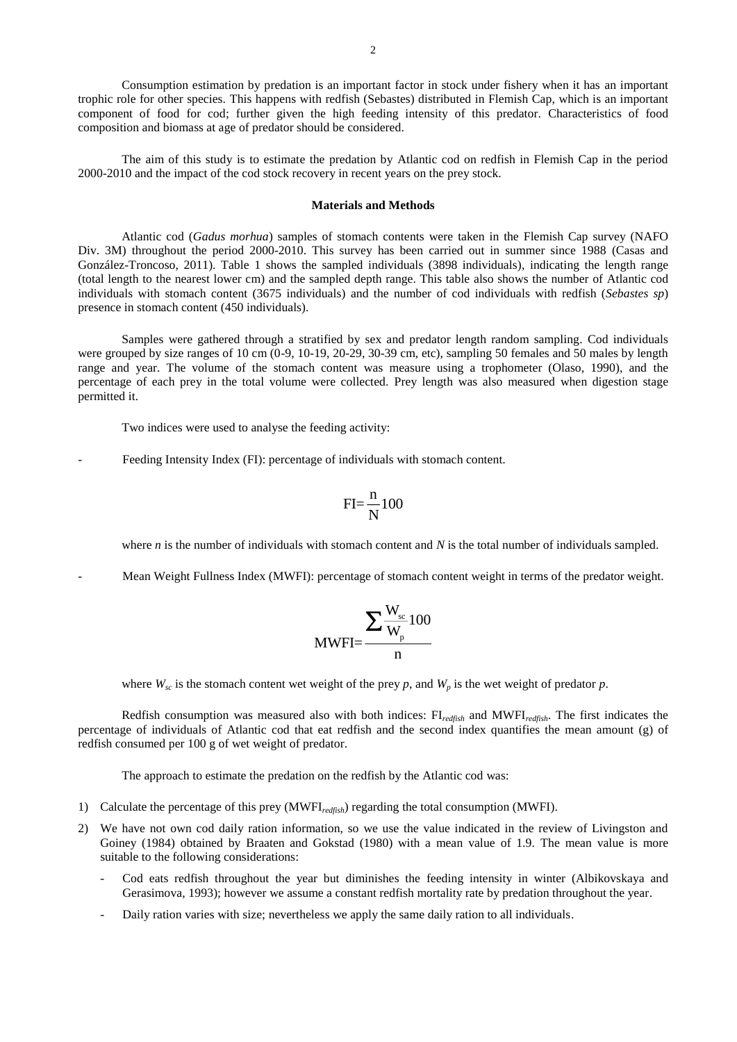Consumption estimation by predation is an important factor in stock under fishery when it has an important trophic role for other species. This happens with redfish (Sebastes) distributed in Flemish Cap, which is an important component of food for cod; further given the high feeding intensity of this predator. Characteristics of food composition and biomass at age of predator should be considered.

The aim of this study is to estimate the predation by Atlantic cod on redfish in Flemish Cap in the period 2000-2010 and the impact of the cod stock recovery in recent years on the prey stock.

### Materials and Methods

Atlantic cod (*Gadus morhua*) samples of stomach contents were taken in the Flemish Cap survey (NAFO Div. 3M) throughout the period 2000-2010. This survey has been carried out in summer since 1988 (Casas and González-Troncoso, 2011). Table 1 shows the sampled individuals (3898 individuals), indicating the length range (total length to the nearest lower cm) and the sampled depth range. This table also shows the number of Atlantic cod individuals with stomach content (3675 individuals) and the number of cod individuals with redfish (*Sebastes sp*) presence in stomach content (450 individuals).

Samples were gathered through a stratified by sex and predator length random sampling. Cod individuals were grouped by size ranges of 10 cm (0-9, 10-19, 20-29, 30-39 cm, etc), sampling 50 females and 50 males by length range and year. The volume of the stomach content was measure using a trophometer (Olaso, 1990), and the percentage of each prey in the total volume were collected. Prey length was also measured when digestion stage permitted it.

Two indices were used to analyse the feeding activity:

- Feeding Intensity Index (FI): percentage of individuals with stomach content.

$$\mathrm{FI} = \frac{n}{N}100$$

where $n$ is the number of individuals with stomach content and $N$ is the total number of individuals sampled.

- Mean Weight Fullness Index (MWFI): percentage of stomach content weight in terms of the predator weight.

$$\mathrm{MWFI} = \frac{\sum \frac{W_{sc}}{W_{p}}100}{n}$$

where $W_{sc}$ is the stomach content wet weight of the prey $p$, and $W_p$ is the wet weight of predator $p$.

Redfish consumption was measured also with both indices: $\mathrm{FI}_{redfish}$ and $\mathrm{MWFI}_{redfish}$. The first indicates the percentage of individuals of Atlantic cod that eat redfish and the second index quantifies the mean amount (g) of redfish consumed per 100 g of wet weight of predator.

The approach to estimate the predation on the redfish by the Atlantic cod was:

1) Calculate the percentage of this prey ($\mathrm{MWFI}_{redfish}$) regarding the total consumption (MWFI).
2) We have not own cod daily ration information, so we use the value indicated in the review of Livingston and Goiney (1984) obtained by Braaten and Gokstad (1980) with a mean value of 1.9. The mean value is more suitable to the following considerations:
   - Cod eats redfish throughout the year but diminishes the feeding intensity in winter (Albikovskaya and Gerasimova, 1993); however we assume a constant redfish mortality rate by predation throughout the year.
   - Daily ration varies with size; nevertheless we apply the same daily ration to all individuals.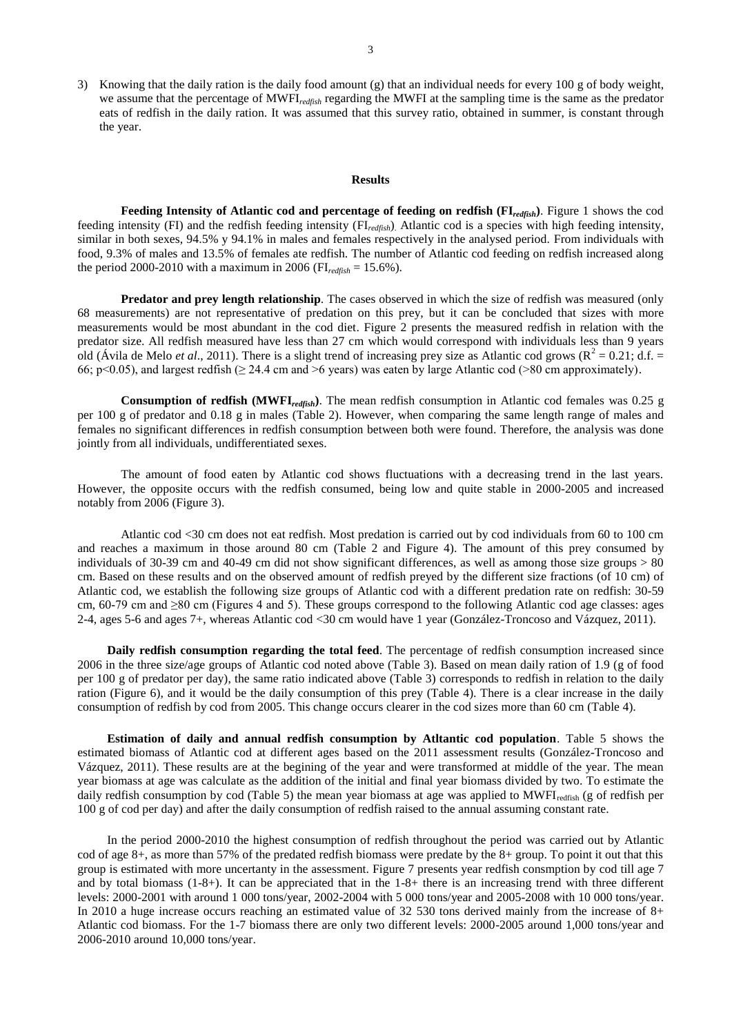3) Knowing that the daily ration is the daily food amount (g) that an individual needs for every 100 g of body weight, we assume that the percentage of $MWFI_{redfish}$ regarding the MWFI at the sampling time is the same as the predator eats of redfish in the daily ration. It was assumed that this survey ratio, obtained in summer, is constant through the year.

## Results

**Feeding Intensity of Atlantic cod and percentage of feeding on redfish ($FI_{redfish}$)**. Figure 1 shows the cod feeding intensity (FI) and the redfish feeding intensity ($FI_{redfish}$). Atlantic cod is a species with high feeding intensity, similar in both sexes, 94.5% y 94.1% in males and females respectively in the analysed period. From individuals with food, 9.3% of males and 13.5% of females ate redfish. The number of Atlantic cod feeding on redfish increased along the period 2000-2010 with a maximum in 2006 ($FI_{redfish}$ = 15.6%).

**Predator and prey length relationship**. The cases observed in which the size of redfish was measured (only 68 measurements) are not representative of predation on this prey, but it can be concluded that sizes with more measurements would be most abundant in the cod diet. Figure 2 presents the measured redfish in relation with the predator size. All redfish measured have less than 27 cm which would correspond with individuals less than 9 years old (Ávila de Melo *et al*., 2011). There is a slight trend of increasing prey size as Atlantic cod grows ($R^2$ = 0.21; d.f. = 66; $p<0.05$), and largest redfish ($\geq$ 24.4 cm and >6 years) was eaten by large Atlantic cod (>80 cm approximately).

**Consumption of redfish ($MWFI_{redfish}$)**. The mean redfish consumption in Atlantic cod females was 0.25 g per 100 g of predator and 0.18 g in males (Table 2). However, when comparing the same length range of males and females no significant differences in redfish consumption between both were found. Therefore, the analysis was done jointly from all individuals, undifferentiated sexes.

The amount of food eaten by Atlantic cod shows fluctuations with a decreasing trend in the last years. However, the opposite occurs with the redfish consumed, being low and quite stable in 2000-2005 and increased notably from 2006 (Figure 3).

Atlantic cod <30 cm does not eat redfish. Most predation is carried out by cod individuals from 60 to 100 cm and reaches a maximum in those around 80 cm (Table 2 and Figure 4). The amount of this prey consumed by individuals of 30-39 cm and 40-49 cm did not show significant differences, as well as among those size groups > 80 cm. Based on these results and on the observed amount of redfish preyed by the different size fractions (of 10 cm) of Atlantic cod, we establish the following size groups of Atlantic cod with a different predation rate on redfish: 30-59 cm, 60-79 cm and ≥80 cm (Figures 4 and 5). These groups correspond to the following Atlantic cod age classes: ages 2-4, ages 5-6 and ages 7+, whereas Atlantic cod <30 cm would have 1 year (González-Troncoso and Vázquez, 2011).

**Daily redfish consumption regarding the total feed**. The percentage of redfish consumption increased since 2006 in the three size/age groups of Atlantic cod noted above (Table 3). Based on mean daily ration of 1.9 (g of food per 100 g of predator per day), the same ratio indicated above (Table 3) corresponds to redfish in relation to the daily ration (Figure 6), and it would be the daily consumption of this prey (Table 4). There is a clear increase in the daily consumption of redfish by cod from 2005. This change occurs clearer in the cod sizes more than 60 cm (Table 4).

**Estimation of daily and annual redfish consumption by Atltantic cod population**. Table 5 shows the estimated biomass of Atlantic cod at different ages based on the 2011 assessment results (González-Troncoso and Vázquez, 2011). These results are at the begining of the year and were transformed at middle of the year. The mean year biomass at age was calculate as the addition of the initial and final year biomass divided by two. To estimate the daily redfish consumption by cod (Table 5) the mean year biomass at age was applied to $MWFI_{redfish}$ (g of redfish per 100 g of cod per day) and after the daily consumption of redfish raised to the annual assuming constant rate.

In the period 2000-2010 the highest consumption of redfish throughout the period was carried out by Atlantic cod of age 8+, as more than 57% of the predated redfish biomass were predate by the 8+ group. To point it out that this group is estimated with more uncertanty in the assessment. Figure 7 presents year redfish consmption by cod till age 7 and by total biomass (1-8+). It can be appreciated that in the 1-8+ there is an increasing trend with three different levels: 2000-2001 with around 1 000 tons/year, 2002-2004 with 5 000 tons/year and 2005-2008 with 10 000 tons/year. In 2010 a huge increase occurs reaching an estimated value of 32 530 tons derived mainly from the increase of 8+ Atlantic cod biomass. For the 1-7 biomass there are only two different levels: 2000-2005 around 1,000 tons/year and 2006-2010 around 10,000 tons/year.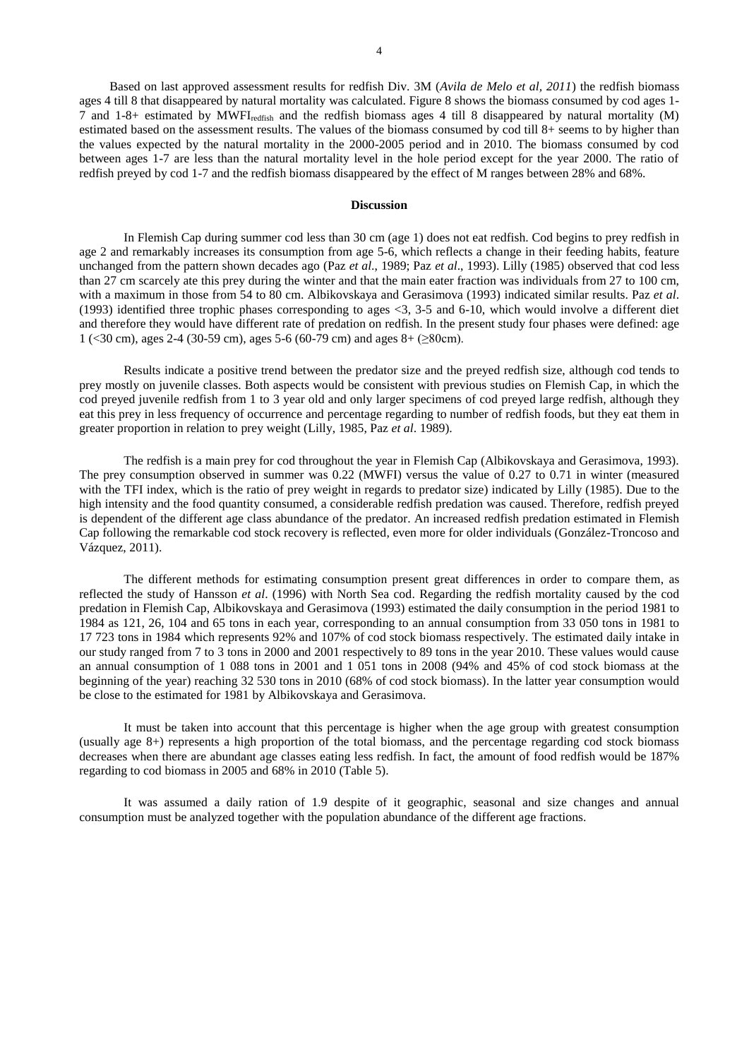Based on last approved assessment results for redfish Div. 3M (*Avila de Melo et al, 2011*) the redfish biomass ages 4 till 8 that disappeared by natural mortality was calculated. Figure 8 shows the biomass consumed by cod ages 1-7 and 1-8+ estimated by $MWFI_{redfish}$ and the redfish biomass ages 4 till 8 disappeared by natural mortality (M) estimated based on the assessment results. The values of the biomass consumed by cod till 8+ seems to by higher than the values expected by the natural mortality in the 2000-2005 period and in 2010. The biomass consumed by cod between ages 1-7 are less than the natural mortality level in the hole period except for the year 2000. The ratio of redfish preyed by cod 1-7 and the redfish biomass disappeared by the effect of M ranges between 28% and 68%.

## Discussion

In Flemish Cap during summer cod less than 30 cm (age 1) does not eat redfish. Cod begins to prey redfish in age 2 and remarkably increases its consumption from age 5-6, which reflects a change in their feeding habits, feature unchanged from the pattern shown decades ago (Paz *et al*., 1989; Paz *et al*., 1993). Lilly (1985) observed that cod less than 27 cm scarcely ate this prey during the winter and that the main eater fraction was individuals from 27 to 100 cm, with a maximum in those from 54 to 80 cm. Albikovskaya and Gerasimova (1993) indicated similar results. Paz *et al*. (1993) identified three trophic phases corresponding to ages <3, 3-5 and 6-10, which would involve a different diet and therefore they would have different rate of predation on redfish. In the present study four phases were defined: age 1 (<30 cm), ages 2-4 (30-59 cm), ages 5-6 (60-79 cm) and ages 8+ (≥80cm).

Results indicate a positive trend between the predator size and the preyed redfish size, although cod tends to prey mostly on juvenile classes. Both aspects would be consistent with previous studies on Flemish Cap, in which the cod preyed juvenile redfish from 1 to 3 year old and only larger specimens of cod preyed large redfish, although they eat this prey in less frequency of occurrence and percentage regarding to number of redfish foods, but they eat them in greater proportion in relation to prey weight (Lilly, 1985, Paz *et al*. 1989).

The redfish is a main prey for cod throughout the year in Flemish Cap (Albikovskaya and Gerasimova, 1993). The prey consumption observed in summer was 0.22 (MWFI) versus the value of 0.27 to 0.71 in winter (measured with the TFI index, which is the ratio of prey weight in regards to predator size) indicated by Lilly (1985). Due to the high intensity and the food quantity consumed, a considerable redfish predation was caused. Therefore, redfish preyed is dependent of the different age class abundance of the predator. An increased redfish predation estimated in Flemish Cap following the remarkable cod stock recovery is reflected, even more for older individuals (González-Troncoso and Vázquez, 2011).

The different methods for estimating consumption present great differences in order to compare them, as reflected the study of Hansson *et al*. (1996) with North Sea cod. Regarding the redfish mortality caused by the cod predation in Flemish Cap, Albikovskaya and Gerasimova (1993) estimated the daily consumption in the period 1981 to 1984 as 121, 26, 104 and 65 tons in each year, corresponding to an annual consumption from 33 050 tons in 1981 to 17 723 tons in 1984 which represents 92% and 107% of cod stock biomass respectively. The estimated daily intake in our study ranged from 7 to 3 tons in 2000 and 2001 respectively to 89 tons in the year 2010. These values would cause an annual consumption of 1 088 tons in 2001 and 1 051 tons in 2008 (94% and 45% of cod stock biomass at the beginning of the year) reaching 32 530 tons in 2010 (68% of cod stock biomass). In the latter year consumption would be close to the estimated for 1981 by Albikovskaya and Gerasimova.

It must be taken into account that this percentage is higher when the age group with greatest consumption (usually age 8+) represents a high proportion of the total biomass, and the percentage regarding cod stock biomass decreases when there are abundant age classes eating less redfish. In fact, the amount of food redfish would be 187% regarding to cod biomass in 2005 and 68% in 2010 (Table 5).

It was assumed a daily ration of 1.9 despite of it geographic, seasonal and size changes and annual consumption must be analyzed together with the population abundance of the different age fractions.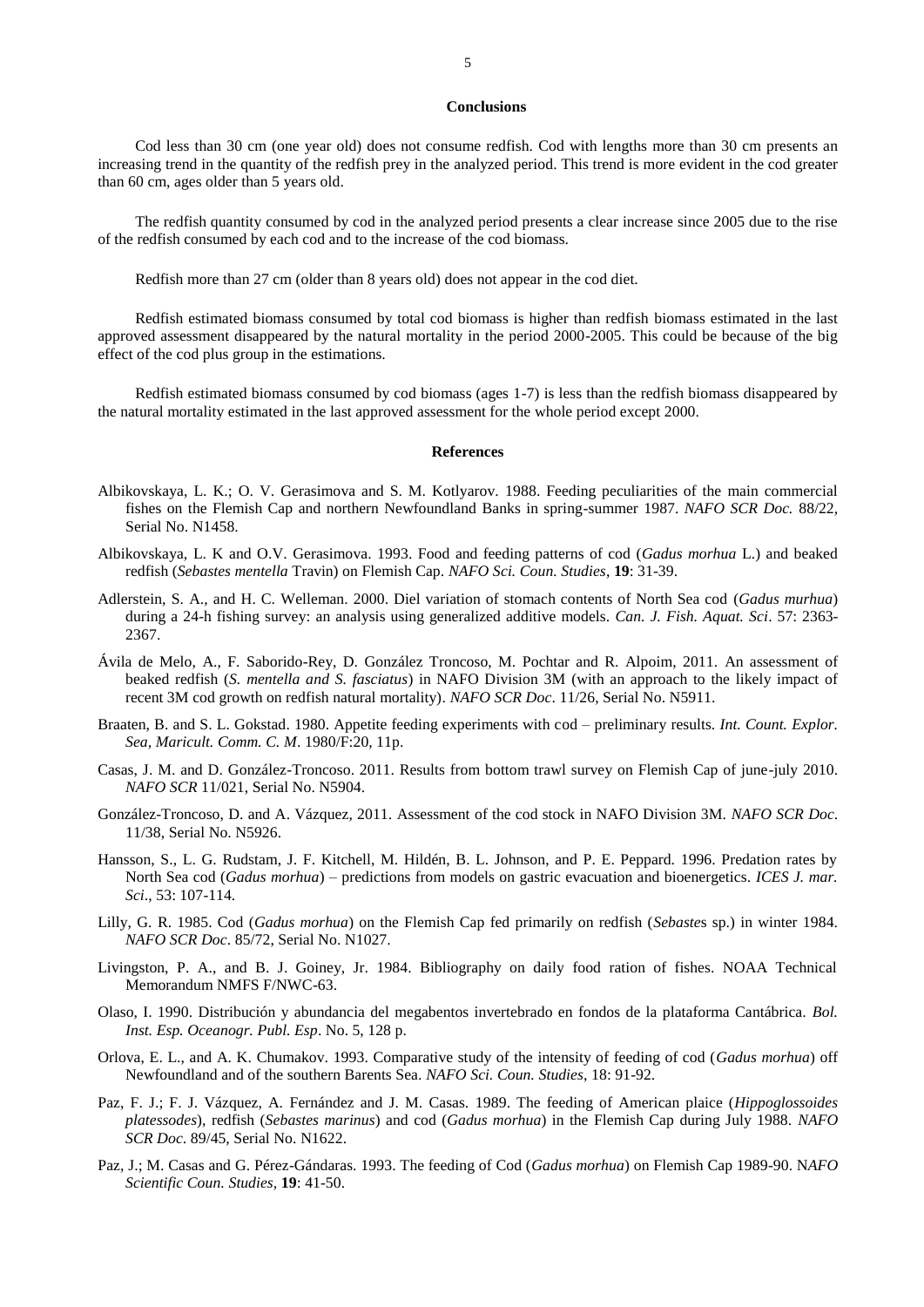## Conclusions

Cod less than 30 cm (one year old) does not consume redfish. Cod with lengths more than 30 cm presents an increasing trend in the quantity of the redfish prey in the analyzed period. This trend is more evident in the cod greater than 60 cm, ages older than 5 years old.

The redfish quantity consumed by cod in the analyzed period presents a clear increase since 2005 due to the rise of the redfish consumed by each cod and to the increase of the cod biomass.

Redfish more than 27 cm (older than 8 years old) does not appear in the cod diet.

Redfish estimated biomass consumed by total cod biomass is higher than redfish biomass estimated in the last approved assessment disappeared by the natural mortality in the period 2000-2005. This could be because of the big effect of the cod plus group in the estimations.

Redfish estimated biomass consumed by cod biomass (ages 1-7) is less than the redfish biomass disappeared by the natural mortality estimated in the last approved assessment for the whole period except 2000.

## References

Albikovskaya, L. K.; O. V. Gerasimova and S. M. Kotlyarov. 1988. Feeding peculiarities of the main commercial fishes on the Flemish Cap and northern Newfoundland Banks in spring-summer 1987. *NAFO SCR Doc.* 88/22, Serial No. N1458.

Albikovskaya, L. K and O.V. Gerasimova. 1993. Food and feeding patterns of cod (*Gadus morhua* L.) and beaked redfish (*Sebastes mentella* Travin) on Flemish Cap. *NAFO Sci. Coun. Studies*, **19**: 31-39.

Adlerstein, S. A., and H. C. Welleman. 2000. Diel variation of stomach contents of North Sea cod (*Gadus murhua*) during a 24-h fishing survey: an analysis using generalized additive models. *Can. J. Fish. Aquat. Sci*. 57: 2363-2367.

Ávila de Melo, A., F. Saborido-Rey, D. González Troncoso, M. Pochtar and R. Alpoim, 2011. An assessment of beaked redfish (*S. mentella and S. fasciatus*) in NAFO Division 3M (with an approach to the likely impact of recent 3M cod growth on redfish natural mortality). *NAFO SCR Doc*. 11/26, Serial No. N5911.

Braaten, B. and S. L. Gokstad. 1980. Appetite feeding experiments with cod – preliminary results. *Int. Count. Explor. Sea, Maricult. Comm. C. M*. 1980/F:20, 11p.

Casas, J. M. and D. González-Troncoso. 2011. Results from bottom trawl survey on Flemish Cap of june-july 2010. *NAFO SCR* 11/021, Serial No. N5904.

González-Troncoso, D. and A. Vázquez, 2011. Assessment of the cod stock in NAFO Division 3M. *NAFO SCR Doc*. 11/38, Serial No. N5926.

Hansson, S., L. G. Rudstam, J. F. Kitchell, M. Hildén, B. L. Johnson, and P. E. Peppard. 1996. Predation rates by North Sea cod (*Gadus morhua*) – predictions from models on gastric evacuation and bioenergetics. *ICES J. mar. Sci*., 53: 107-114.

Lilly, G. R. 1985. Cod (*Gadus morhua*) on the Flemish Cap fed primarily on redfish (*Sebastes* sp.) in winter 1984. *NAFO SCR Doc*. 85/72, Serial No. N1027.

Livingston, P. A., and B. J. Goiney, Jr. 1984. Bibliography on daily food ration of fishes. NOAA Technical Memorandum NMFS F/NWC-63.

Olaso, I. 1990. Distribución y abundancia del megabentos invertebrado en fondos de la plataforma Cantábrica. *Bol. Inst. Esp. Oceanogr. Publ. Esp*. No. 5, 128 p.

Orlova, E. L., and A. K. Chumakov. 1993. Comparative study of the intensity of feeding of cod (*Gadus morhua*) off Newfoundland and of the southern Barents Sea. *NAFO Sci. Coun. Studies*, 18: 91-92.

Paz, F. J.; F. J. Vázquez, A. Fernández and J. M. Casas. 1989. The feeding of American plaice (*Hippoglossoides platessodes*), redfish (*Sebastes marinus*) and cod (*Gadus morhua*) in the Flemish Cap during July 1988. *NAFO SCR Doc*. 89/45, Serial No. N1622.

Paz, J.; M. Casas and G. Pérez-Gándaras. 1993. The feeding of Cod (*Gadus morhua*) on Flemish Cap 1989-90. N*AFO Scientific Coun. Studies,* **19**: 41-50.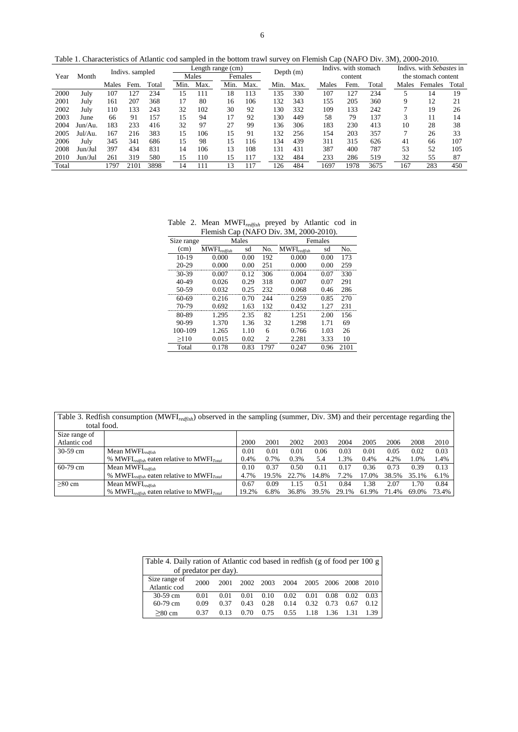Table 1. Characteristics of Atlantic cod sampled in the bottom trawl survey on Flemish Cap (NAFO Div. 3M), 2000-2010.

| Year | Month | Indivs. sampled | | | Length range (cm) | | | | Depth (m) | | Indivs. with stomach content | | | Indivs. with *Sebastes* in the stomach content | | |
|---|---|---|---|---|---|---|---|---|---|---|---|---|---|---|---|---|
| | | | | | Males | | Females | | | | | | | | | |
| | | Males | Fem. | Total | Min. | Max. | Min. | Max. | Min. | Max. | Males | Fem. | Total | Males | Females | Total |
| 2000 | July | 107 | 127 | 234 | 15 | 111 | 18 | 113 | 135 | 330 | 107 | 127 | 234 | 5 | 14 | 19 |
| 2001 | July | 161 | 207 | 368 | 17 | 80 | 16 | 106 | 132 | 343 | 155 | 205 | 360 | 9 | 12 | 21 |
| 2002 | July | 110 | 133 | 243 | 32 | 102 | 30 | 92 | 130 | 332 | 109 | 133 | 242 | 7 | 19 | 26 |
| 2003 | June | 66 | 91 | 157 | 15 | 94 | 17 | 92 | 130 | 449 | 58 | 79 | 137 | 3 | 11 | 14 |
| 2004 | Jun/Au. | 183 | 233 | 416 | 32 | 97 | 27 | 99 | 136 | 306 | 183 | 230 | 413 | 10 | 28 | 38 |
| 2005 | Jul/Au. | 167 | 216 | 383 | 15 | 106 | 15 | 91 | 132 | 256 | 154 | 203 | 357 | 7 | 26 | 33 |
| 2006 | July | 345 | 341 | 686 | 15 | 98 | 15 | 116 | 134 | 439 | 311 | 315 | 626 | 41 | 66 | 107 |
| 2008 | Jun/Jul | 397 | 434 | 831 | 14 | 106 | 13 | 108 | 131 | 431 | 387 | 400 | 787 | 53 | 52 | 105 |
| 2010 | Jun/Jul | 261 | 319 | 580 | 15 | 110 | 15 | 117 | 132 | 484 | 233 | 286 | 519 | 32 | 55 | 87 |
| Total | | 1797 | 2101 | 3898 | 14 | 111 | 13 | 117 | 126 | 484 | 1697 | 1978 | 3675 | 167 | 283 | 450 |

Table 2. Mean $MWFI_{redfish}$ preyed by Atlantic cod in Flemish Cap (NAFO Div. 3M, 2000-2010).

| Size range | Males | | | Females | | |
|---|---|---|---|---|---|---|
| (cm) | $MWFI_{redfish}$ | sd | No. | $MWFI_{redfish}$ | sd | No. |
| 10-19 | 0.000 | 0.00 | 192 | 0.000 | 0.00 | 173 |
| 20-29 | 0.000 | 0.00 | 251 | 0.000 | 0.00 | 259 |
| 30-39 | 0.007 | 0.12 | 306 | 0.004 | 0.07 | 330 |
| 40-49 | 0.026 | 0.29 | 318 | 0.007 | 0.07 | 291 |
| 50-59 | 0.032 | 0.25 | 232 | 0.068 | 0.46 | 286 |
| 60-69 | 0.216 | 0.70 | 244 | 0.259 | 0.85 | 270 |
| 70-79 | 0.692 | 1.63 | 132 | 0.432 | 1.27 | 231 |
| 80-89 | 1.295 | 2.35 | 82 | 1.251 | 2.00 | 156 |
| 90-99 | 1.370 | 1.36 | 32 | 1.298 | 1.71 | 69 |
| 100-109 | 1.265 | 1.10 | 6 | 0.766 | 1.03 | 26 |
| ≥110 | 0.015 | 0.02 | 2 | 2.281 | 3.33 | 10 |
| Total | 0.178 | 0.83 | 1797 | 0.247 | 0.96 | 2101 |

Table 3. Redfish consumption ($MWFI_{redfish}$) observed in the sampling (summer, Div. 3M) and their percentage regarding the total food.

| Size range of Atlantic cod | | 2000 | 2001 | 2002 | 2003 | 2004 | 2005 | 2006 | 2008 | 2010 |
|---|---|---|---|---|---|---|---|---|---|---|
| 30-59 cm | Mean $MWFI_{redfish}$ | 0.01 | 0.01 | 0.01 | 0.06 | 0.03 | 0.01 | 0.05 | 0.02 | 0.03 |
| | % $MWFI_{redfish}$ eaten relative to $MWFI_{Total}$ | 0.4% | 0.7% | 0.3% | 5.4 | 1.3% | 0.4% | 4.2% | 1.0% | 1.4% |
| 60-79 cm | Mean $MWFI_{redfish}$ | 0.10 | 0.37 | 0.50 | 0.11 | 0.17 | 0.36 | 0.73 | 0.39 | 0.13 |
| | % $MWFI_{redfish}$ eaten relative to $MWFI_{Total}$ | 4.7% | 19.5% | 22.7% | 14.8% | 7.2% | 17.0% | 38.5% | 35.1% | 6.1% |
| ≥80 cm | Mean $MWFI_{redfish}$ | 0.67 | 0.09 | 1.15 | 0.51 | 0.84 | 1.38 | 2.07 | 1.70 | 0.84 |
| | % $MWFI_{redfish}$ eaten relative to $MWFI_{Total}$ | 19.2% | 6.8% | 36.8% | 39.5% | 29.1% | 61.9% | 71.4% | 69.0% | 73.4% |

Table 4. Daily ration of Atlantic cod based in redfish (g of food per 100 g of predator per day).

| Size range of Atlantic cod | 2000 | 2001 | 2002 | 2003 | 2004 | 2005 | 2006 | 2008 | 2010 |
|---|---|---|---|---|---|---|---|---|---|
| 30-59 cm | 0.01 | 0.01 | 0.01 | 0.10 | 0.02 | 0.01 | 0.08 | 0.02 | 0.03 |
| 60-79 cm | 0.09 | 0.37 | 0.43 | 0.28 | 0.14 | 0.32 | 0.73 | 0.67 | 0.12 |
| ≥80 cm | 0.37 | 0.13 | 0.70 | 0.75 | 0.55 | 1.18 | 1.36 | 1.31 | 1.39 |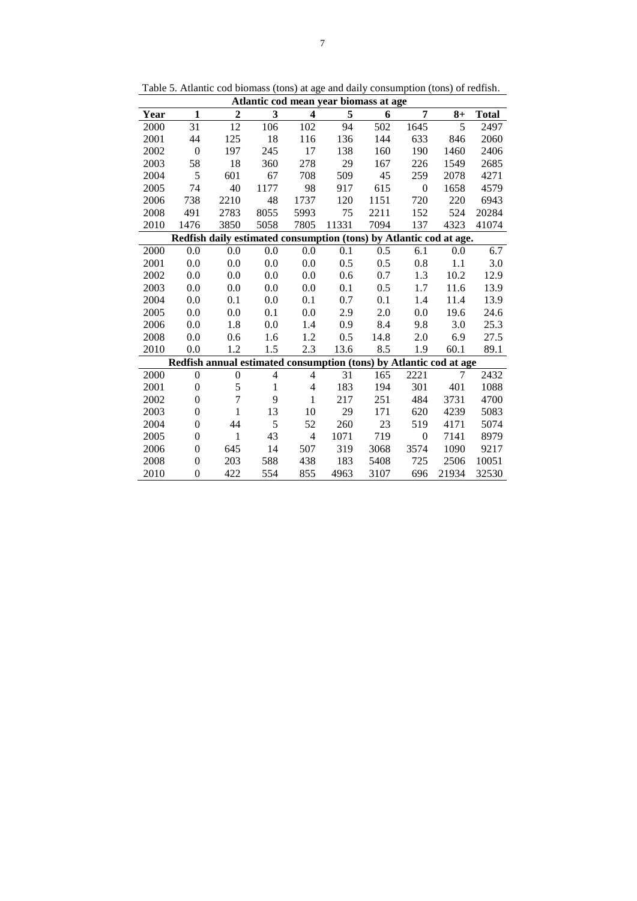Table 5. Atlantic cod biomass (tons) at age and daily consumption (tons) of redfish.

| **Atlantic cod mean year biomass at age** | | | | | | | | | |
|---|---|---|---|---|---|---|---|---|---|
| **Year** | **1** | **2** | **3** | **4** | **5** | **6** | **7** | **8+** | **Total** |
| 2000 | 31 | 12 | 106 | 102 | 94 | 502 | 1645 | 5 | 2497 |
| 2001 | 44 | 125 | 18 | 116 | 136 | 144 | 633 | 846 | 2060 |
| 2002 | 0 | 197 | 245 | 17 | 138 | 160 | 190 | 1460 | 2406 |
| 2003 | 58 | 18 | 360 | 278 | 29 | 167 | 226 | 1549 | 2685 |
| 2004 | 5 | 601 | 67 | 708 | 509 | 45 | 259 | 2078 | 4271 |
| 2005 | 74 | 40 | 1177 | 98 | 917 | 615 | 0 | 1658 | 4579 |
| 2006 | 738 | 2210 | 48 | 1737 | 120 | 1151 | 720 | 220 | 6943 |
| 2008 | 491 | 2783 | 8055 | 5993 | 75 | 2211 | 152 | 524 | 20284 |
| 2010 | 1476 | 3850 | 5058 | 7805 | 11331 | 7094 | 137 | 4323 | 41074 |
| **Redfish daily estimated consumption (tons) by Atlantic cod at age.** | | | | | | | | | |
| 2000 | 0.0 | 0.0 | 0.0 | 0.0 | 0.1 | 0.5 | 6.1 | 0.0 | 6.7 |
| 2001 | 0.0 | 0.0 | 0.0 | 0.0 | 0.5 | 0.5 | 0.8 | 1.1 | 3.0 |
| 2002 | 0.0 | 0.0 | 0.0 | 0.0 | 0.6 | 0.7 | 1.3 | 10.2 | 12.9 |
| 2003 | 0.0 | 0.0 | 0.0 | 0.0 | 0.1 | 0.5 | 1.7 | 11.6 | 13.9 |
| 2004 | 0.0 | 0.1 | 0.0 | 0.1 | 0.7 | 0.1 | 1.4 | 11.4 | 13.9 |
| 2005 | 0.0 | 0.0 | 0.1 | 0.0 | 2.9 | 2.0 | 0.0 | 19.6 | 24.6 |
| 2006 | 0.0 | 1.8 | 0.0 | 1.4 | 0.9 | 8.4 | 9.8 | 3.0 | 25.3 |
| 2008 | 0.0 | 0.6 | 1.6 | 1.2 | 0.5 | 14.8 | 2.0 | 6.9 | 27.5 |
| 2010 | 0.0 | 1.2 | 1.5 | 2.3 | 13.6 | 8.5 | 1.9 | 60.1 | 89.1 |
| **Redfish annual estimated consumption (tons) by Atlantic cod at age** | | | | | | | | | |
| 2000 | 0 | 0 | 4 | 4 | 31 | 165 | 2221 | 7 | 2432 |
| 2001 | 0 | 5 | 1 | 4 | 183 | 194 | 301 | 401 | 1088 |
| 2002 | 0 | 7 | 9 | 1 | 217 | 251 | 484 | 3731 | 4700 |
| 2003 | 0 | 1 | 13 | 10 | 29 | 171 | 620 | 4239 | 5083 |
| 2004 | 0 | 44 | 5 | 52 | 260 | 23 | 519 | 4171 | 5074 |
| 2005 | 0 | 1 | 43 | 4 | 1071 | 719 | 0 | 7141 | 8979 |
| 2006 | 0 | 645 | 14 | 507 | 319 | 3068 | 3574 | 1090 | 9217 |
| 2008 | 0 | 203 | 588 | 438 | 183 | 5408 | 725 | 2506 | 10051 |
| 2010 | 0 | 422 | 554 | 855 | 4963 | 3107 | 696 | 21934 | 32530 |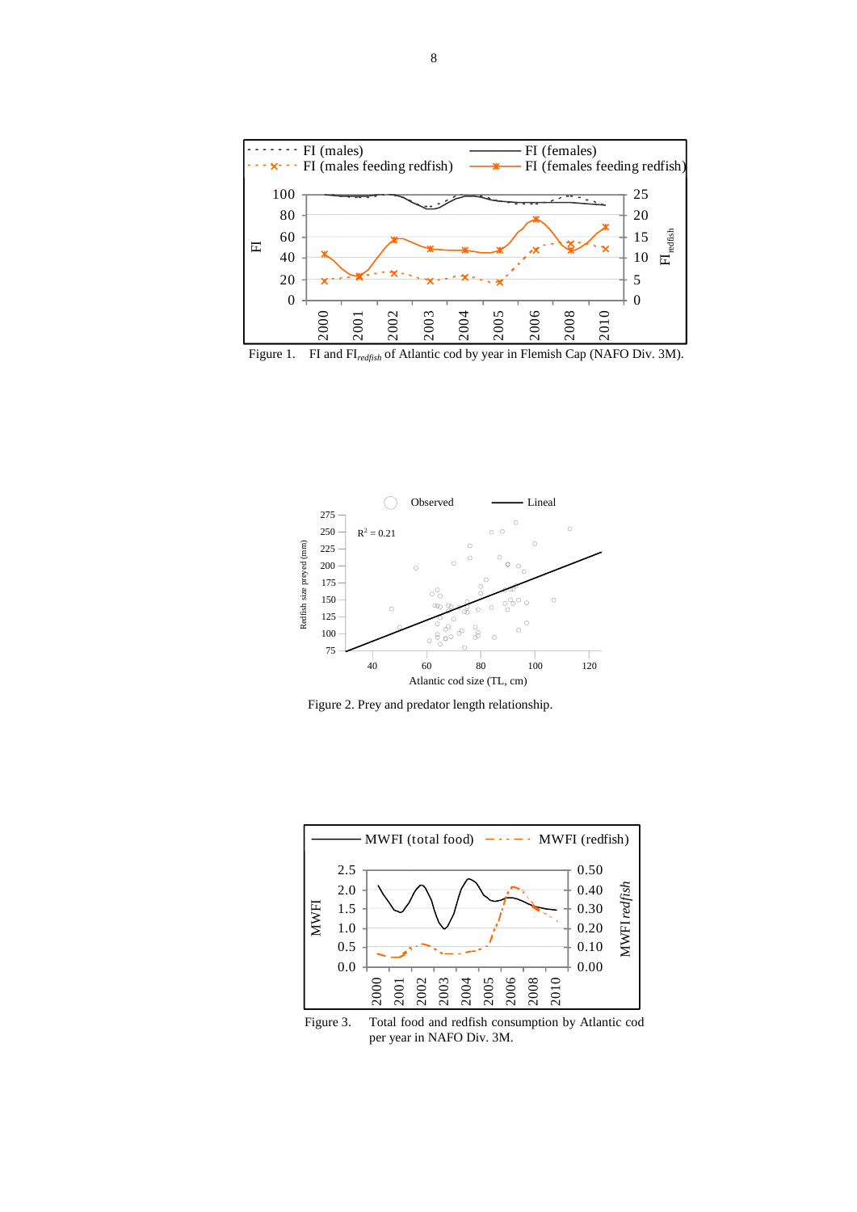Figure 1. FI and $FI_{redfish}$ of Atlantic cod by year in Flemish Cap (NAFO Div. 3M).

Figure 2. Prey and predator length relationship.

Figure 3. Total food and redfish consumption by Atlantic cod per year in NAFO Div. 3M.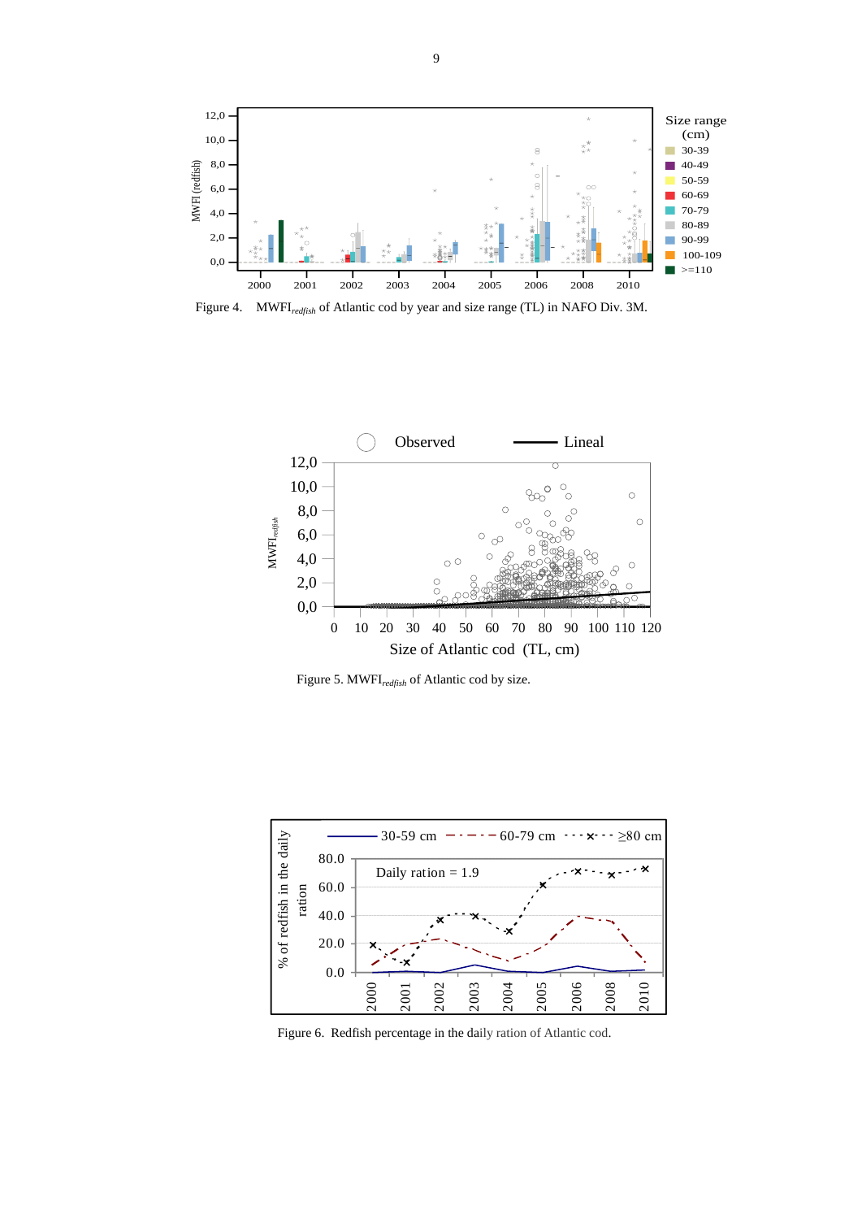Figure 4. $MWFI_{redfish}$ of Atlantic cod by year and size range (TL) in NAFO Div. 3M.

Figure 5. $MWFI_{redfish}$ of Atlantic cod by size.

Figure 6. Redfish percentage in the daily ration of Atlantic cod.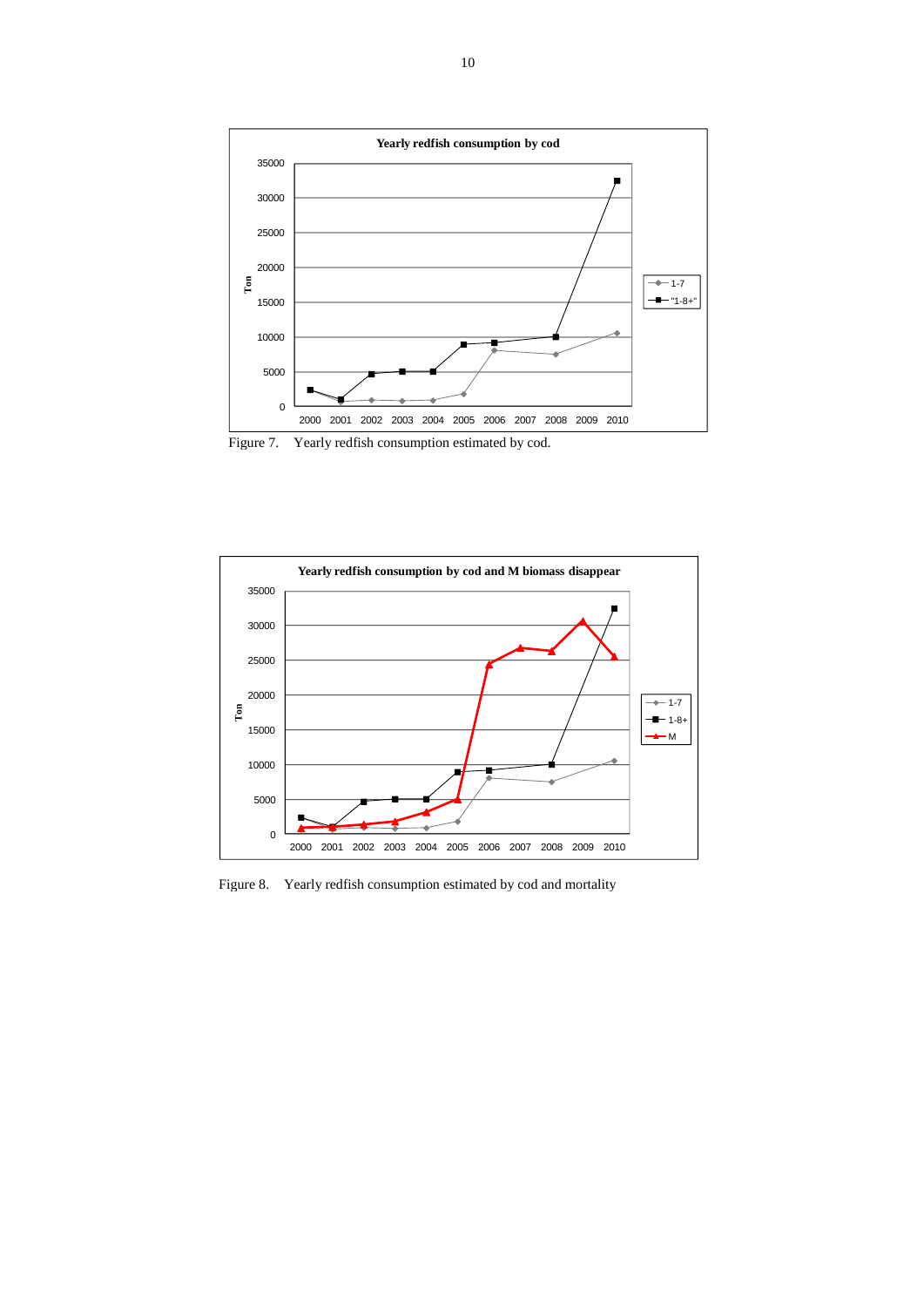Yearly redfish consumption by cod

Ton

35000
30000
25000
20000
15000
10000
5000
0

2000 2001 2002 2003 2004 2005 2006 2007 2008 2009 2010

1-7
"1-8+"

Figure 7. Yearly redfish consumption estimated by cod.

Yearly redfish consumption by cod and M biomass disappear

Ton

35000
30000
25000
20000
15000
10000
5000
0

2000 2001 2002 2003 2004 2005 2006 2007 2008 2009 2010

1-7
1-8+
M

Figure 8. Yearly redfish consumption estimated by cod and mortality